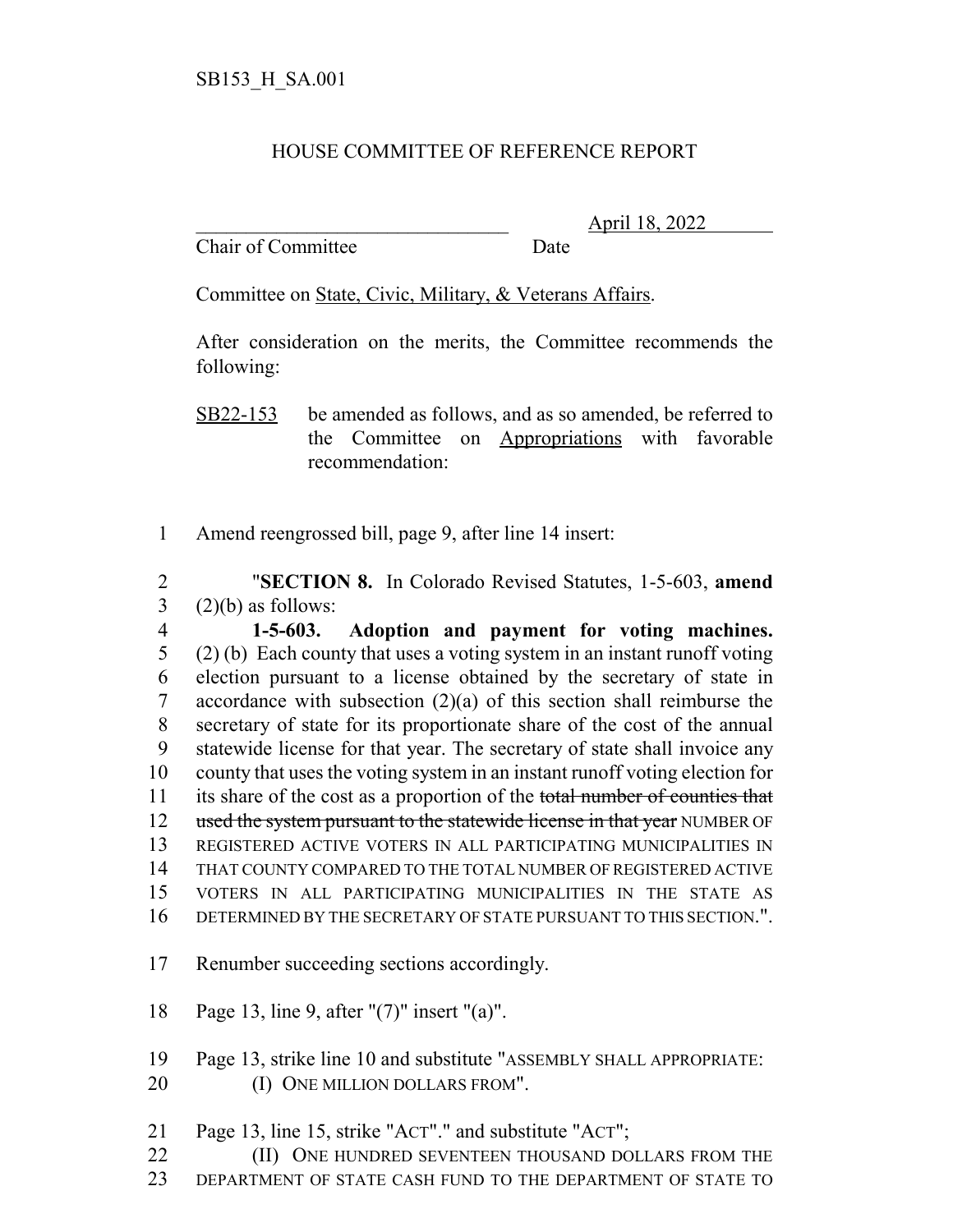SB153_H_SA.001

# HOUSE COMMITTEE OF REFERENCE REPORT

\_\_\_\_\_\_\_\_\_\_\_\_\_\_\_\_\_\_\_\_\_\_\_\_\_\_\_\_\_\_\_\_ April 18, 2022
Chair of Committee Date

Committee on State, Civic, Military, & Veterans Affairs.

After consideration on the merits, the Committee recommends the following:

SB22-153 be amended as follows, and as so amended, be referred to the Committee on Appropriations with favorable recommendation:

1 Amend reengrossed bill, page 9, after line 14 insert:

2 "**SECTION 8.** In Colorado Revised Statutes, 1-5-603, **amend**
3 (2)(b) as follows:
4 **1-5-603. Adoption and payment for voting machines.**
5 (2) (b) Each county that uses a voting system in an instant runoff voting
6 election pursuant to a license obtained by the secretary of state in
7 accordance with subsection (2)(a) of this section shall reimburse the
8 secretary of state for its proportionate share of the cost of the annual
9 statewide license for that year. The secretary of state shall invoice any
10 county that uses the voting system in an instant runoff voting election for
11 its share of the cost as a proportion of the ~~total number of counties that~~
12 ~~used the system pursuant to the statewide license in that year~~ NUMBER OF
13 REGISTERED ACTIVE VOTERS IN ALL PARTICIPATING MUNICIPALITIES IN
14 THAT COUNTY COMPARED TO THE TOTAL NUMBER OF REGISTERED ACTIVE
15 VOTERS IN ALL PARTICIPATING MUNICIPALITIES IN THE STATE AS
16 DETERMINED BY THE SECRETARY OF STATE PURSUANT TO THIS SECTION.".

17 Renumber succeeding sections accordingly.

18 Page 13, line 9, after "(7)" insert "(a)".

19 Page 13, strike line 10 and substitute "ASSEMBLY SHALL APPROPRIATE:
20 (I) ONE MILLION DOLLARS FROM".

21 Page 13, line 15, strike "ACT"." and substitute "ACT";
22 (II) ONE HUNDRED SEVENTEEN THOUSAND DOLLARS FROM THE
23 DEPARTMENT OF STATE CASH FUND TO THE DEPARTMENT OF STATE TO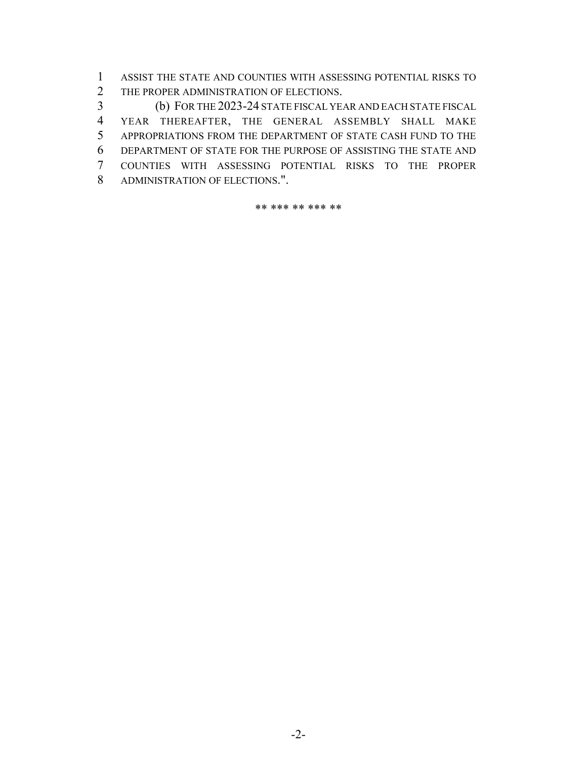ASSIST THE STATE AND COUNTIES WITH ASSESSING POTENTIAL RISKS TO THE PROPER ADMINISTRATION OF ELECTIONS.

(b) FOR THE 2023-24 STATE FISCAL YEAR AND EACH STATE FISCAL YEAR THEREAFTER, THE GENERAL ASSEMBLY SHALL MAKE APPROPRIATIONS FROM THE DEPARTMENT OF STATE CASH FUND TO THE DEPARTMENT OF STATE FOR THE PURPOSE OF ASSISTING THE STATE AND COUNTIES WITH ASSESSING POTENTIAL RISKS TO THE PROPER ADMINISTRATION OF ELECTIONS.".

** *** ** *** **